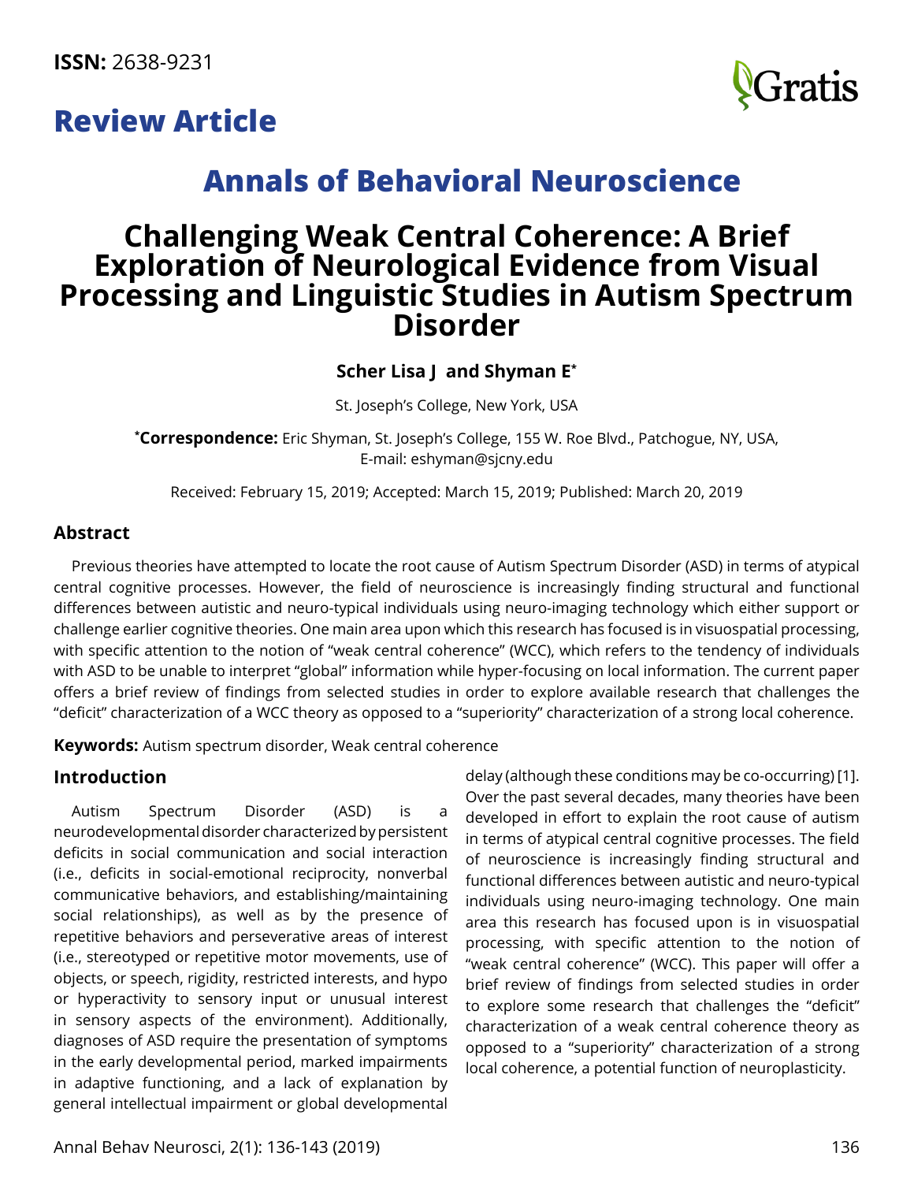**ISSN:** 2638-9231

## Review Article

# Annals of Behavioral Neuroscience

# Challenging Weak Central Coherence: A Brief Exploration of Neurological Evidence from Visual Processing and Linguistic Studies in Autism Spectrum Disorder

**Scher Lisa J and Shyman E***

St. Joseph's College, New York, USA

***Correspondence:** Eric Shyman, St. Joseph's College, 155 W. Roe Blvd., Patchogue, NY, USA, E-mail: eshyman@sjcny.edu

Received: February 15, 2019; Accepted: March 15, 2019; Published: March 20, 2019

## Abstract

Previous theories have attempted to locate the root cause of Autism Spectrum Disorder (ASD) in terms of atypical central cognitive processes. However, the field of neuroscience is increasingly finding structural and functional differences between autistic and neuro-typical individuals using neuro-imaging technology which either support or challenge earlier cognitive theories. One main area upon which this research has focused is in visuospatial processing, with specific attention to the notion of "weak central coherence" (WCC), which refers to the tendency of individuals with ASD to be unable to interpret "global" information while hyper-focusing on local information. The current paper offers a brief review of findings from selected studies in order to explore available research that challenges the "deficit" characterization of a WCC theory as opposed to a "superiority" characterization of a strong local coherence.

**Keywords:** Autism spectrum disorder, Weak central coherence

## Introduction

Autism Spectrum Disorder (ASD) is a neurodevelopmental disorder characterized by persistent deficits in social communication and social interaction (i.e., deficits in social-emotional reciprocity, nonverbal communicative behaviors, and establishing/maintaining social relationships), as well as by the presence of repetitive behaviors and perseverative areas of interest (i.e., stereotyped or repetitive motor movements, use of objects, or speech, rigidity, restricted interests, and hypo or hyperactivity to sensory input or unusual interest in sensory aspects of the environment). Additionally, diagnoses of ASD require the presentation of symptoms in the early developmental period, marked impairments in adaptive functioning, and a lack of explanation by general intellectual impairment or global developmental delay (although these conditions may be co-occurring) [1]. Over the past several decades, many theories have been developed in effort to explain the root cause of autism in terms of atypical central cognitive processes. The field of neuroscience is increasingly finding structural and functional differences between autistic and neuro-typical individuals using neuro-imaging technology. One main area this research has focused upon is in visuospatial processing, with specific attention to the notion of "weak central coherence" (WCC). This paper will offer a brief review of findings from selected studies in order to explore some research that challenges the "deficit" characterization of a weak central coherence theory as opposed to a "superiority" characterization of a strong local coherence, a potential function of neuroplasticity.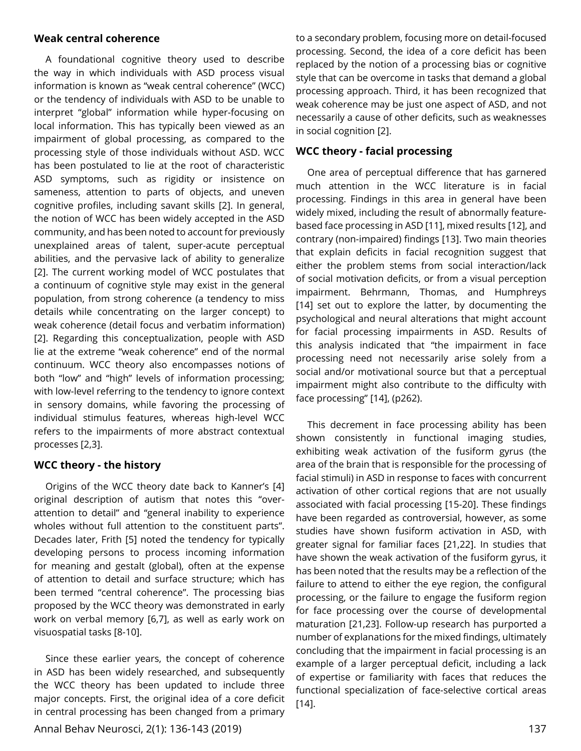## Weak central coherence

A foundational cognitive theory used to describe the way in which individuals with ASD process visual information is known as "weak central coherence" (WCC) or the tendency of individuals with ASD to be unable to interpret "global" information while hyper-focusing on local information. This has typically been viewed as an impairment of global processing, as compared to the processing style of those individuals without ASD. WCC has been postulated to lie at the root of characteristic ASD symptoms, such as rigidity or insistence on sameness, attention to parts of objects, and uneven cognitive profiles, including savant skills [2]. In general, the notion of WCC has been widely accepted in the ASD community, and has been noted to account for previously unexplained areas of talent, super-acute perceptual abilities, and the pervasive lack of ability to generalize [2]. The current working model of WCC postulates that a continuum of cognitive style may exist in the general population, from strong coherence (a tendency to miss details while concentrating on the larger concept) to weak coherence (detail focus and verbatim information) [2]. Regarding this conceptualization, people with ASD lie at the extreme "weak coherence" end of the normal continuum. WCC theory also encompasses notions of both "low" and "high" levels of information processing; with low-level referring to the tendency to ignore context in sensory domains, while favoring the processing of individual stimulus features, whereas high-level WCC refers to the impairments of more abstract contextual processes [2,3].

## WCC theory - the history

Origins of the WCC theory date back to Kanner's [4] original description of autism that notes this "over-attention to detail" and "general inability to experience wholes without full attention to the constituent parts". Decades later, Frith [5] noted the tendency for typically developing persons to process incoming information for meaning and gestalt (global), often at the expense of attention to detail and surface structure; which has been termed "central coherence". The processing bias proposed by the WCC theory was demonstrated in early work on verbal memory [6,7], as well as early work on visuospatial tasks [8-10].

Since these earlier years, the concept of coherence in ASD has been widely researched, and subsequently the WCC theory has been updated to include three major concepts. First, the original idea of a core deficit in central processing has been changed from a primary to a secondary problem, focusing more on detail-focused processing. Second, the idea of a core deficit has been replaced by the notion of a processing bias or cognitive style that can be overcome in tasks that demand a global processing approach. Third, it has been recognized that weak coherence may be just one aspect of ASD, and not necessarily a cause of other deficits, such as weaknesses in social cognition [2].

## WCC theory - facial processing

One area of perceptual difference that has garnered much attention in the WCC literature is in facial processing. Findings in this area in general have been widely mixed, including the result of abnormally feature-based face processing in ASD [11], mixed results [12], and contrary (non-impaired) findings [13]. Two main theories that explain deficits in facial recognition suggest that either the problem stems from social interaction/lack of social motivation deficits, or from a visual perception impairment. Behrmann, Thomas, and Humphreys [14] set out to explore the latter, by documenting the psychological and neural alterations that might account for facial processing impairments in ASD. Results of this analysis indicated that "the impairment in face processing need not necessarily arise solely from a social and/or motivational source but that a perceptual impairment might also contribute to the difficulty with face processing" [14], (p262).

This decrement in face processing ability has been shown consistently in functional imaging studies, exhibiting weak activation of the fusiform gyrus (the area of the brain that is responsible for the processing of facial stimuli) in ASD in response to faces with concurrent activation of other cortical regions that are not usually associated with facial processing [15-20]. These findings have been regarded as controversial, however, as some studies have shown fusiform activation in ASD, with greater signal for familiar faces [21,22]. In studies that have shown the weak activation of the fusiform gyrus, it has been noted that the results may be a reflection of the failure to attend to either the eye region, the configural processing, or the failure to engage the fusiform region for face processing over the course of developmental maturation [21,23]. Follow-up research has purported a number of explanations for the mixed findings, ultimately concluding that the impairment in facial processing is an example of a larger perceptual deficit, including a lack of expertise or familiarity with faces that reduces the functional specialization of face-selective cortical areas [14].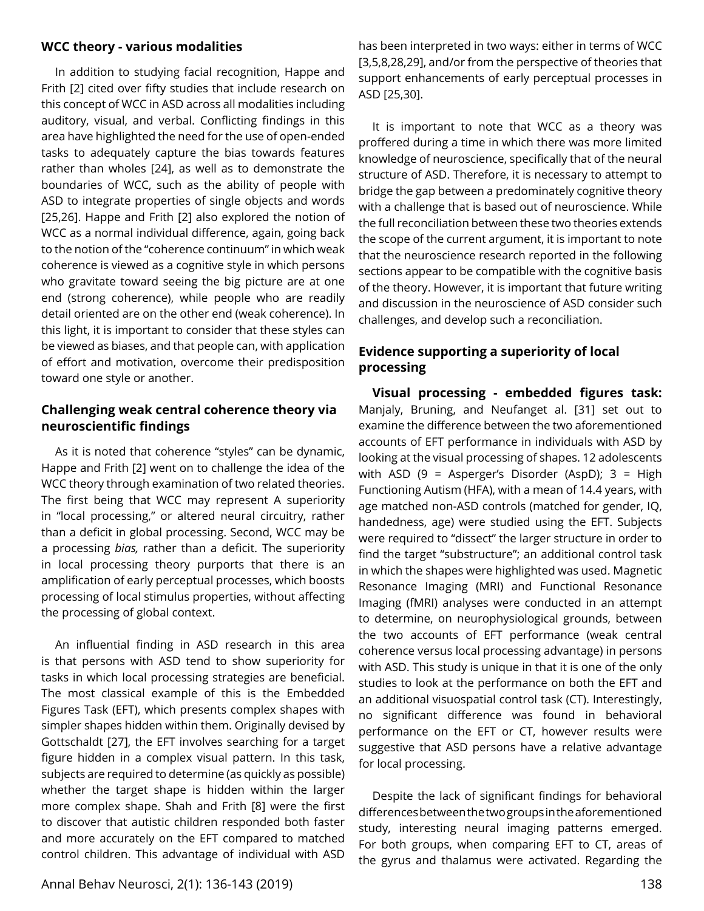## WCC theory - various modalities

In addition to studying facial recognition, Happe and Frith [2] cited over fifty studies that include research on this concept of WCC in ASD across all modalities including auditory, visual, and verbal. Conflicting findings in this area have highlighted the need for the use of open-ended tasks to adequately capture the bias towards features rather than wholes [24], as well as to demonstrate the boundaries of WCC, such as the ability of people with ASD to integrate properties of single objects and words [25,26]. Happe and Frith [2] also explored the notion of WCC as a normal individual difference, again, going back to the notion of the "coherence continuum" in which weak coherence is viewed as a cognitive style in which persons who gravitate toward seeing the big picture are at one end (strong coherence), while people who are readily detail oriented are on the other end (weak coherence). In this light, it is important to consider that these styles can be viewed as biases, and that people can, with application of effort and motivation, overcome their predisposition toward one style or another.

## Challenging weak central coherence theory via neuroscientific findings

As it is noted that coherence "styles" can be dynamic, Happe and Frith [2] went on to challenge the idea of the WCC theory through examination of two related theories. The first being that WCC may represent A superiority in "local processing," or altered neural circuitry, rather than a deficit in global processing. Second, WCC may be a processing *bias,* rather than a deficit. The superiority in local processing theory purports that there is an amplification of early perceptual processes, which boosts processing of local stimulus properties, without affecting the processing of global context.

An influential finding in ASD research in this area is that persons with ASD tend to show superiority for tasks in which local processing strategies are beneficial. The most classical example of this is the Embedded Figures Task (EFT), which presents complex shapes with simpler shapes hidden within them. Originally devised by Gottschaldt [27], the EFT involves searching for a target figure hidden in a complex visual pattern. In this task, subjects are required to determine (as quickly as possible) whether the target shape is hidden within the larger more complex shape. Shah and Frith [8] were the first to discover that autistic children responded both faster and more accurately on the EFT compared to matched control children. This advantage of individual with ASD has been interpreted in two ways: either in terms of WCC [3,5,8,28,29], and/or from the perspective of theories that support enhancements of early perceptual processes in ASD [25,30].

It is important to note that WCC as a theory was proffered during a time in which there was more limited knowledge of neuroscience, specifically that of the neural structure of ASD. Therefore, it is necessary to attempt to bridge the gap between a predominately cognitive theory with a challenge that is based out of neuroscience. While the full reconciliation between these two theories extends the scope of the current argument, it is important to note that the neuroscience research reported in the following sections appear to be compatible with the cognitive basis of the theory. However, it is important that future writing and discussion in the neuroscience of ASD consider such challenges, and develop such a reconciliation.

## Evidence supporting a superiority of local processing

**Visual processing - embedded figures task:** Manjaly, Bruning, and Neufanget al. [31] set out to examine the difference between the two aforementioned accounts of EFT performance in individuals with ASD by looking at the visual processing of shapes. 12 adolescents with ASD (9 = Asperger's Disorder (AspD); 3 = High Functioning Autism (HFA), with a mean of 14.4 years, with age matched non-ASD controls (matched for gender, IQ, handedness, age) were studied using the EFT. Subjects were required to "dissect" the larger structure in order to find the target "substructure"; an additional control task in which the shapes were highlighted was used. Magnetic Resonance Imaging (MRI) and Functional Resonance Imaging (fMRI) analyses were conducted in an attempt to determine, on neurophysiological grounds, between the two accounts of EFT performance (weak central coherence versus local processing advantage) in persons with ASD. This study is unique in that it is one of the only studies to look at the performance on both the EFT and an additional visuospatial control task (CT). Interestingly, no significant difference was found in behavioral performance on the EFT or CT, however results were suggestive that ASD persons have a relative advantage for local processing.

Despite the lack of significant findings for behavioral differences between the two groups in the aforementioned study, interesting neural imaging patterns emerged. For both groups, when comparing EFT to CT, areas of the gyrus and thalamus were activated. Regarding the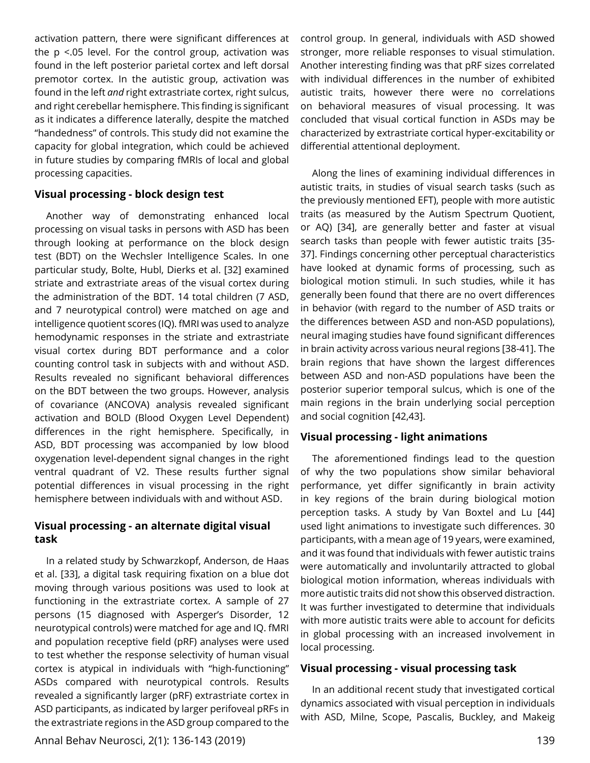activation pattern, there were significant differences at the p <.05 level. For the control group, activation was found in the left posterior parietal cortex and left dorsal premotor cortex. In the autistic group, activation was found in the left *and* right extrastriate cortex, right sulcus, and right cerebellar hemisphere. This finding is significant as it indicates a difference laterally, despite the matched "handedness" of controls. This study did not examine the capacity for global integration, which could be achieved in future studies by comparing fMRIs of local and global processing capacities.

### Visual processing - block design test

Another way of demonstrating enhanced local processing on visual tasks in persons with ASD has been through looking at performance on the block design test (BDT) on the Wechsler Intelligence Scales. In one particular study, Bolte, Hubl, Dierks et al. [32] examined striate and extrastriate areas of the visual cortex during the administration of the BDT. 14 total children (7 ASD, and 7 neurotypical control) were matched on age and intelligence quotient scores (IQ). fMRI was used to analyze hemodynamic responses in the striate and extrastriate visual cortex during BDT performance and a color counting control task in subjects with and without ASD. Results revealed no significant behavioral differences on the BDT between the two groups. However, analysis of covariance (ANCOVA) analysis revealed significant activation and BOLD (Blood Oxygen Level Dependent) differences in the right hemisphere. Specifically, in ASD, BDT processing was accompanied by low blood oxygenation level-dependent signal changes in the right ventral quadrant of V2. These results further signal potential differences in visual processing in the right hemisphere between individuals with and without ASD.

### Visual processing - an alternate digital visual task

In a related study by Schwarzkopf, Anderson, de Haas et al. [33], a digital task requiring fixation on a blue dot moving through various positions was used to look at functioning in the extrastriate cortex. A sample of 27 persons (15 diagnosed with Asperger's Disorder, 12 neurotypical controls) were matched for age and IQ. fMRI and population receptive field (pRF) analyses were used to test whether the response selectivity of human visual cortex is atypical in individuals with "high-functioning" ASDs compared with neurotypical controls. Results revealed a significantly larger (pRF) extrastriate cortex in ASD participants, as indicated by larger perifoveal pRFs in the extrastriate regions in the ASD group compared to the control group. In general, individuals with ASD showed stronger, more reliable responses to visual stimulation. Another interesting finding was that pRF sizes correlated with individual differences in the number of exhibited autistic traits, however there were no correlations on behavioral measures of visual processing. It was concluded that visual cortical function in ASDs may be characterized by extrastriate cortical hyper-excitability or differential attentional deployment.

Along the lines of examining individual differences in autistic traits, in studies of visual search tasks (such as the previously mentioned EFT), people with more autistic traits (as measured by the Autism Spectrum Quotient, or AQ) [34], are generally better and faster at visual search tasks than people with fewer autistic traits [35-37]. Findings concerning other perceptual characteristics have looked at dynamic forms of processing, such as biological motion stimuli. In such studies, while it has generally been found that there are no overt differences in behavior (with regard to the number of ASD traits or the differences between ASD and non-ASD populations), neural imaging studies have found significant differences in brain activity across various neural regions [38-41]. The brain regions that have shown the largest differences between ASD and non-ASD populations have been the posterior superior temporal sulcus, which is one of the main regions in the brain underlying social perception and social cognition [42,43].

### Visual processing - light animations

The aforementioned findings lead to the question of why the two populations show similar behavioral performance, yet differ significantly in brain activity in key regions of the brain during biological motion perception tasks. A study by Van Boxtel and Lu [44] used light animations to investigate such differences. 30 participants, with a mean age of 19 years, were examined, and it was found that individuals with fewer autistic trains were automatically and involuntarily attracted to global biological motion information, whereas individuals with more autistic traits did not show this observed distraction. It was further investigated to determine that individuals with more autistic traits were able to account for deficits in global processing with an increased involvement in local processing.

### Visual processing - visual processing task

In an additional recent study that investigated cortical dynamics associated with visual perception in individuals with ASD, Milne, Scope, Pascalis, Buckley, and Makeig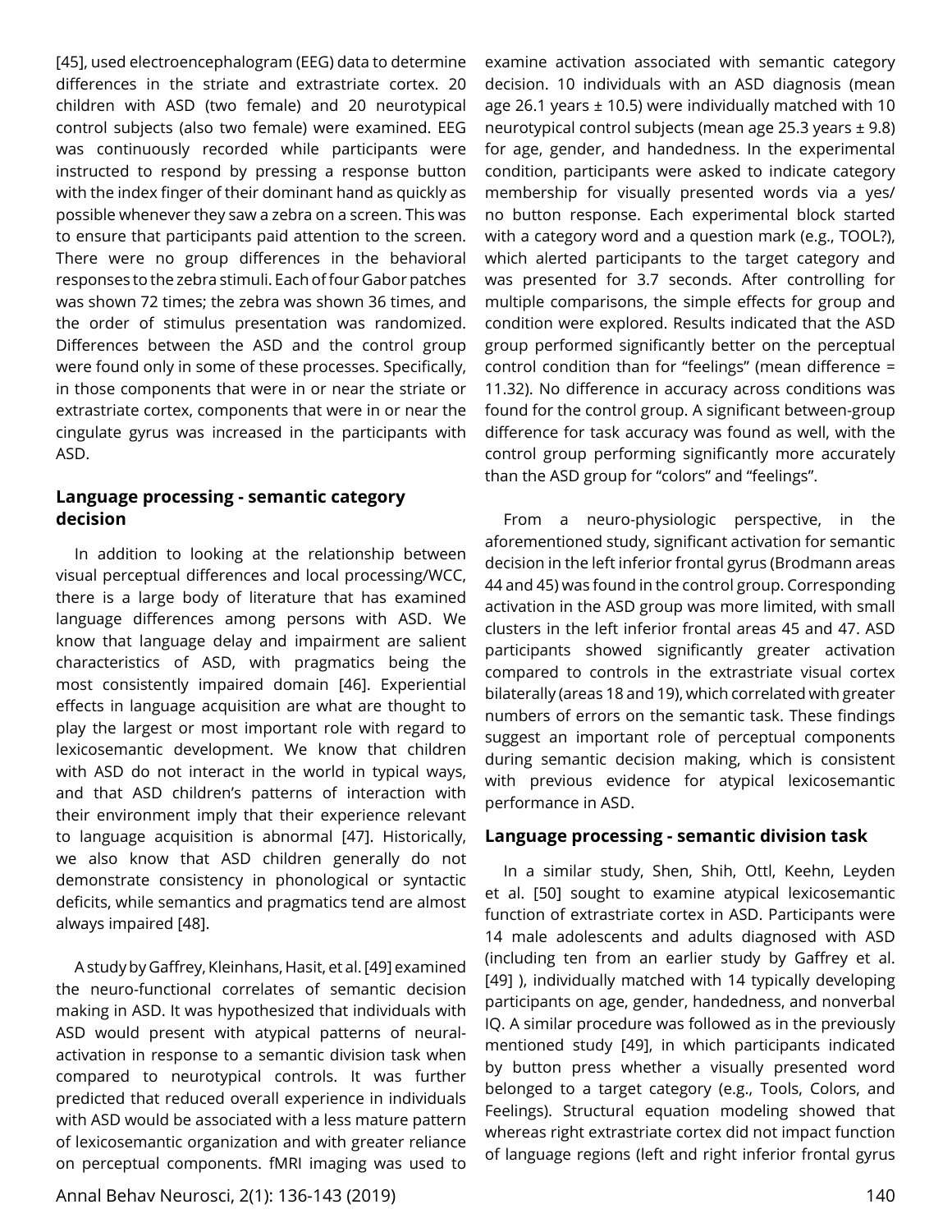[45], used electroencephalogram (EEG) data to determine differences in the striate and extrastriate cortex. 20 children with ASD (two female) and 20 neurotypical control subjects (also two female) were examined. EEG was continuously recorded while participants were instructed to respond by pressing a response button with the index finger of their dominant hand as quickly as possible whenever they saw a zebra on a screen. This was to ensure that participants paid attention to the screen. There were no group differences in the behavioral responses to the zebra stimuli. Each of four Gabor patches was shown 72 times; the zebra was shown 36 times, and the order of stimulus presentation was randomized. Differences between the ASD and the control group were found only in some of these processes. Specifically, in those components that were in or near the striate or extrastriate cortex, components that were in or near the cingulate gyrus was increased in the participants with ASD.

## Language processing - semantic category decision

In addition to looking at the relationship between visual perceptual differences and local processing/WCC, there is a large body of literature that has examined language differences among persons with ASD. We know that language delay and impairment are salient characteristics of ASD, with pragmatics being the most consistently impaired domain [46]. Experiential effects in language acquisition are what are thought to play the largest or most important role with regard to lexicosemantic development. We know that children with ASD do not interact in the world in typical ways, and that ASD children's patterns of interaction with their environment imply that their experience relevant to language acquisition is abnormal [47]. Historically, we also know that ASD children generally do not demonstrate consistency in phonological or syntactic deficits, while semantics and pragmatics tend are almost always impaired [48].

A study by Gaffrey, Kleinhans, Hasit, et al. [49] examined the neuro-functional correlates of semantic decision making in ASD. It was hypothesized that individuals with ASD would present with atypical patterns of neural-activation in response to a semantic division task when compared to neurotypical controls. It was further predicted that reduced overall experience in individuals with ASD would be associated with a less mature pattern of lexicosemantic organization and with greater reliance on perceptual components. fMRI imaging was used to examine activation associated with semantic category decision. 10 individuals with an ASD diagnosis (mean age 26.1 years ± 10.5) were individually matched with 10 neurotypical control subjects (mean age 25.3 years ± 9.8) for age, gender, and handedness. In the experimental condition, participants were asked to indicate category membership for visually presented words via a yes/no button response. Each experimental block started with a category word and a question mark (e.g., TOOL?), which alerted participants to the target category and was presented for 3.7 seconds. After controlling for multiple comparisons, the simple effects for group and condition were explored. Results indicated that the ASD group performed significantly better on the perceptual control condition than for "feelings" (mean difference = 11.32). No difference in accuracy across conditions was found for the control group. A significant between-group difference for task accuracy was found as well, with the control group performing significantly more accurately than the ASD group for "colors" and "feelings".

From a neuro-physiologic perspective, in the aforementioned study, significant activation for semantic decision in the left inferior frontal gyrus (Brodmann areas 44 and 45) was found in the control group. Corresponding activation in the ASD group was more limited, with small clusters in the left inferior frontal areas 45 and 47. ASD participants showed significantly greater activation compared to controls in the extrastriate visual cortex bilaterally (areas 18 and 19), which correlated with greater numbers of errors on the semantic task. These findings suggest an important role of perceptual components during semantic decision making, which is consistent with previous evidence for atypical lexicosemantic performance in ASD.

## Language processing - semantic division task

In a similar study, Shen, Shih, Ottl, Keehn, Leyden et al. [50] sought to examine atypical lexicosemantic function of extrastriate cortex in ASD. Participants were 14 male adolescents and adults diagnosed with ASD (including ten from an earlier study by Gaffrey et al. [49] ), individually matched with 14 typically developing participants on age, gender, handedness, and nonverbal IQ. A similar procedure was followed as in the previously mentioned study [49], in which participants indicated by button press whether a visually presented word belonged to a target category (e.g., Tools, Colors, and Feelings). Structural equation modeling showed that whereas right extrastriate cortex did not impact function of language regions (left and right inferior frontal gyrus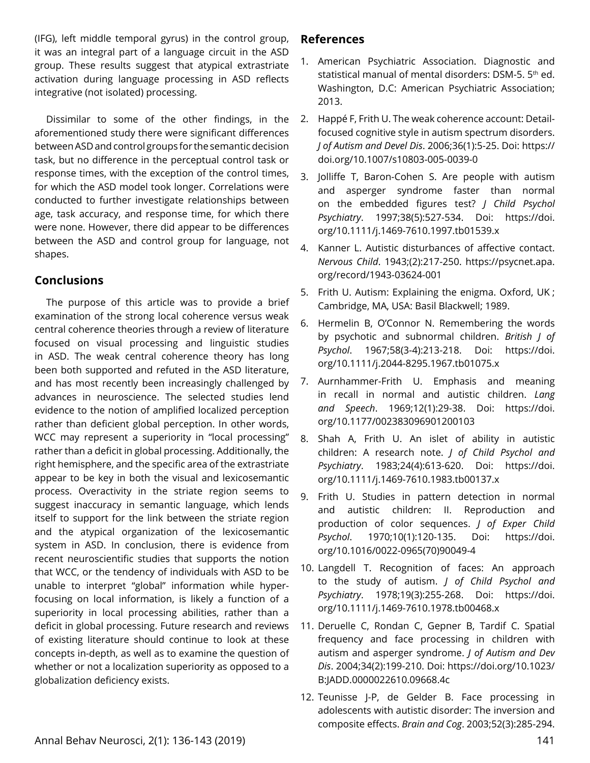(IFG), left middle temporal gyrus) in the control group, it was an integral part of a language circuit in the ASD group. These results suggest that atypical extrastriate activation during language processing in ASD reflects integrative (not isolated) processing.

Dissimilar to some of the other findings, in the aforementioned study there were significant differences between ASD and control groups for the semantic decision task, but no difference in the perceptual control task or response times, with the exception of the control times, for which the ASD model took longer. Correlations were conducted to further investigate relationships between age, task accuracy, and response time, for which there were none. However, there did appear to be differences between the ASD and control group for language, not shapes.

## Conclusions

The purpose of this article was to provide a brief examination of the strong local coherence versus weak central coherence theories through a review of literature focused on visual processing and linguistic studies in ASD. The weak central coherence theory has long been both supported and refuted in the ASD literature, and has most recently been increasingly challenged by advances in neuroscience. The selected studies lend evidence to the notion of amplified localized perception rather than deficient global perception. In other words, WCC may represent a superiority in "local processing" rather than a deficit in global processing. Additionally, the right hemisphere, and the specific area of the extrastriate appear to be key in both the visual and lexicosemantic process. Overactivity in the striate region seems to suggest inaccuracy in semantic language, which lends itself to support for the link between the striate region and the atypical organization of the lexicosemantic system in ASD. In conclusion, there is evidence from recent neuroscientific studies that supports the notion that WCC, or the tendency of individuals with ASD to be unable to interpret "global" information while hyper-focusing on local information, is likely a function of a superiority in local processing abilities, rather than a deficit in global processing. Future research and reviews of existing literature should continue to look at these concepts in-depth, as well as to examine the question of whether or not a localization superiority as opposed to a globalization deficiency exists.

## References

1. American Psychiatric Association. Diagnostic and statistical manual of mental disorders: DSM-5. 5th ed. Washington, D.C: American Psychiatric Association; 2013.
2. Happé F, Frith U. The weak coherence account: Detail-focused cognitive style in autism spectrum disorders. *J of Autism and Devel Dis*. 2006;36(1):5-25. Doi: https://doi.org/10.1007/s10803-005-0039-0
3. Jolliffe T, Baron-Cohen S. Are people with autism and asperger syndrome faster than normal on the embedded figures test? *J Child Psychol Psychiatry*. 1997;38(5):527-534. Doi: https://doi.org/10.1111/j.1469-7610.1997.tb01539.x
4. Kanner L. Autistic disturbances of affective contact. *Nervous Child*. 1943;(2):217-250. https://psycnet.apa.org/record/1943-03624-001
5. Frith U. Autism: Explaining the enigma. Oxford, UK ; Cambridge, MA, USA: Basil Blackwell; 1989.
6. Hermelin B, O'Connor N. Remembering the words by psychotic and subnormal children. *British J of Psychol*. 1967;58(3-4):213-218. Doi: https://doi.org/10.1111/j.2044-8295.1967.tb01075.x
7. Aurnhammer-Frith U. Emphasis and meaning in recall in normal and autistic children. *Lang and Speech*. 1969;12(1):29-38. Doi: https://doi.org/10.1177/002383096901200103
8. Shah A, Frith U. An islet of ability in autistic children: A research note. *J of Child Psychol and Psychiatry*. 1983;24(4):613-620. Doi: https://doi.org/10.1111/j.1469-7610.1983.tb00137.x
9. Frith U. Studies in pattern detection in normal and autistic children: II. Reproduction and production of color sequences. *J of Exper Child Psychol*. 1970;10(1):120-135. Doi: https://doi.org/10.1016/0022-0965(70)90049-4
10. Langdell T. Recognition of faces: An approach to the study of autism. *J of Child Psychol and Psychiatry*. 1978;19(3):255-268. Doi: https://doi.org/10.1111/j.1469-7610.1978.tb00468.x
11. Deruelle C, Rondan C, Gepner B, Tardif C. Spatial frequency and face processing in children with autism and asperger syndrome. *J of Autism and Dev Dis*. 2004;34(2):199-210. Doi: https://doi.org/10.1023/B:JADD.0000022610.09668.4c
12. Teunisse J-P, de Gelder B. Face processing in adolescents with autistic disorder: The inversion and composite effects. *Brain and Cog*. 2003;52(3):285-294.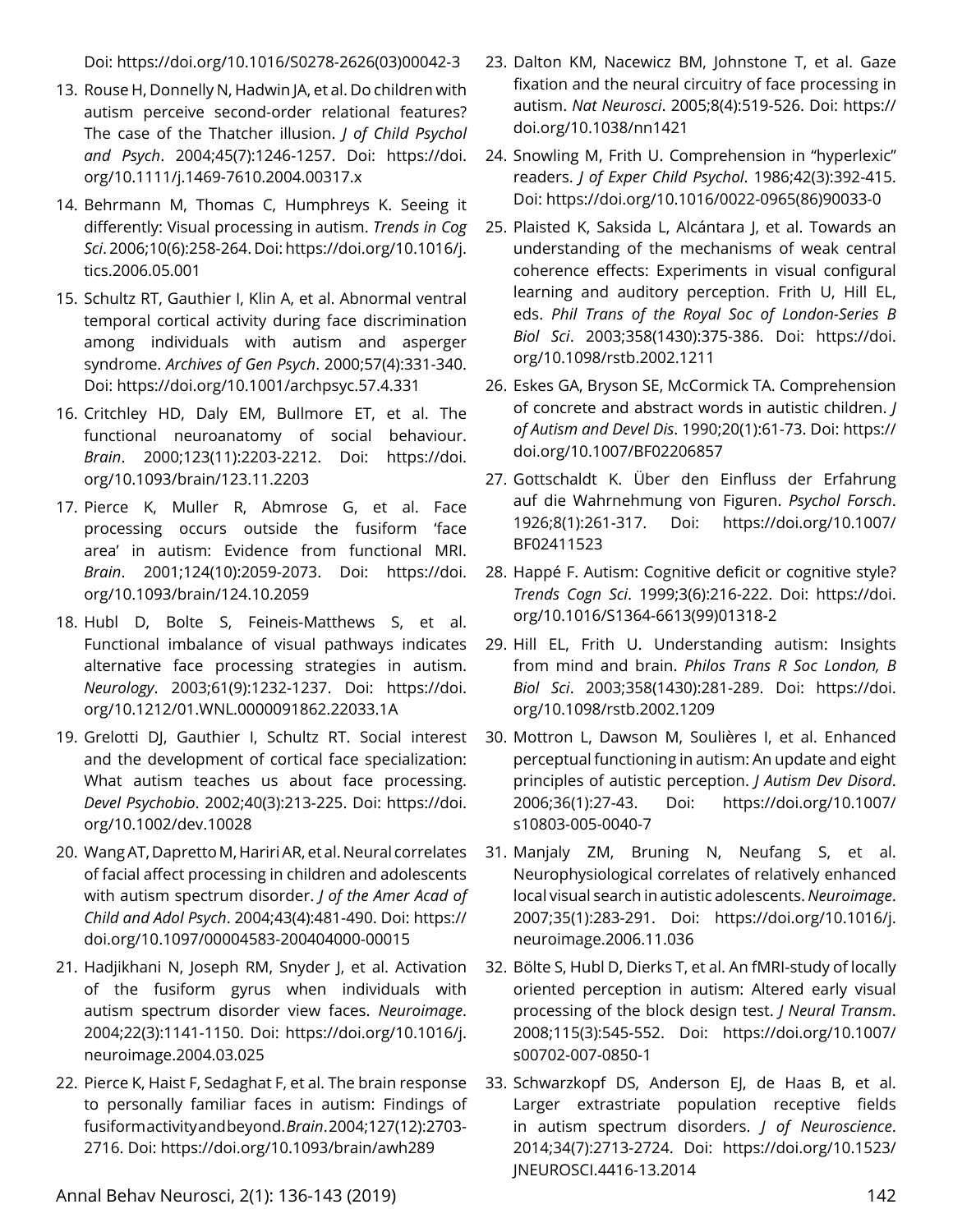Doi: https://doi.org/10.1016/S0278-2626(03)00042-3

13. Rouse H, Donnelly N, Hadwin JA, et al. Do children with autism perceive second-order relational features? The case of the Thatcher illusion. *J of Child Psychol and Psych*. 2004;45(7):1246-1257. Doi: https://doi.org/10.1111/j.1469-7610.2004.00317.x
14. Behrmann M, Thomas C, Humphreys K. Seeing it differently: Visual processing in autism. *Trends in Cog Sci*. 2006;10(6):258-264. Doi: https://doi.org/10.1016/j.tics.2006.05.001
15. Schultz RT, Gauthier I, Klin A, et al. Abnormal ventral temporal cortical activity during face discrimination among individuals with autism and asperger syndrome. *Archives of Gen Psych*. 2000;57(4):331-340. Doi: https://doi.org/10.1001/archpsyc.57.4.331
16. Critchley HD, Daly EM, Bullmore ET, et al. The functional neuroanatomy of social behaviour. *Brain*. 2000;123(11):2203-2212. Doi: https://doi.org/10.1093/brain/123.11.2203
17. Pierce K, Muller R, Abmrose G, et al. Face processing occurs outside the fusiform 'face area' in autism: Evidence from functional MRI. *Brain*. 2001;124(10):2059-2073. Doi: https://doi.org/10.1093/brain/124.10.2059
18. Hubl D, Bolte S, Feineis-Matthews S, et al. Functional imbalance of visual pathways indicates alternative face processing strategies in autism. *Neurology*. 2003;61(9):1232-1237. Doi: https://doi.org/10.1212/01.WNL.0000091862.22033.1A
19. Grelotti DJ, Gauthier I, Schultz RT. Social interest and the development of cortical face specialization: What autism teaches us about face processing. *Devel Psychobio*. 2002;40(3):213-225. Doi: https://doi.org/10.1002/dev.10028
20. Wang AT, Dapretto M, Hariri AR, et al. Neural correlates of facial affect processing in children and adolescents with autism spectrum disorder. *J of the Amer Acad of Child and Adol Psych*. 2004;43(4):481-490. Doi: https://doi.org/10.1097/00004583-200404000-00015
21. Hadjikhani N, Joseph RM, Snyder J, et al. Activation of the fusiform gyrus when individuals with autism spectrum disorder view faces. *Neuroimage*. 2004;22(3):1141-1150. Doi: https://doi.org/10.1016/j.neuroimage.2004.03.025
22. Pierce K, Haist F, Sedaghat F, et al. The brain response to personally familiar faces in autism: Findings of fusiform activity and beyond. *Brain*. 2004;127(12):2703-2716. Doi: https://doi.org/10.1093/brain/awh289
23. Dalton KM, Nacewicz BM, Johnstone T, et al. Gaze fixation and the neural circuitry of face processing in autism. *Nat Neurosci*. 2005;8(4):519-526. Doi: https://doi.org/10.1038/nn1421
24. Snowling M, Frith U. Comprehension in "hyperlexic" readers. *J of Exper Child Psychol*. 1986;42(3):392-415. Doi: https://doi.org/10.1016/0022-0965(86)90033-0
25. Plaisted K, Saksida L, Alcántara J, et al. Towards an understanding of the mechanisms of weak central coherence effects: Experiments in visual configural learning and auditory perception. Frith U, Hill EL, eds. *Phil Trans of the Royal Soc of London-Series B Biol Sci*. 2003;358(1430):375-386. Doi: https://doi.org/10.1098/rstb.2002.1211
26. Eskes GA, Bryson SE, McCormick TA. Comprehension of concrete and abstract words in autistic children. *J of Autism and Devel Dis*. 1990;20(1):61-73. Doi: https://doi.org/10.1007/BF02206857
27. Gottschaldt K. Über den Einfluss der Erfahrung auf die Wahrnehmung von Figuren. *Psychol Forsch*. 1926;8(1):261-317. Doi: https://doi.org/10.1007/BF02411523
28. Happé F. Autism: Cognitive deficit or cognitive style? *Trends Cogn Sci*. 1999;3(6):216-222. Doi: https://doi.org/10.1016/S1364-6613(99)01318-2
29. Hill EL, Frith U. Understanding autism: Insights from mind and brain. *Philos Trans R Soc London, B Biol Sci*. 2003;358(1430):281-289. Doi: https://doi.org/10.1098/rstb.2002.1209
30. Mottron L, Dawson M, Soulières I, et al. Enhanced perceptual functioning in autism: An update and eight principles of autistic perception. *J Autism Dev Disord*. 2006;36(1):27-43. Doi: https://doi.org/10.1007/s10803-005-0040-7
31. Manjaly ZM, Bruning N, Neufang S, et al. Neurophysiological correlates of relatively enhanced local visual search in autistic adolescents. *Neuroimage*. 2007;35(1):283-291. Doi: https://doi.org/10.1016/j.neuroimage.2006.11.036
32. Bölte S, Hubl D, Dierks T, et al. An fMRI-study of locally oriented perception in autism: Altered early visual processing of the block design test. *J Neural Transm*. 2008;115(3):545-552. Doi: https://doi.org/10.1007/s00702-007-0850-1
33. Schwarzkopf DS, Anderson EJ, de Haas B, et al. Larger extrastriate population receptive fields in autism spectrum disorders. *J of Neuroscience*. 2014;34(7):2713-2724. Doi: https://doi.org/10.1523/JNEUROSCI.4416-13.2014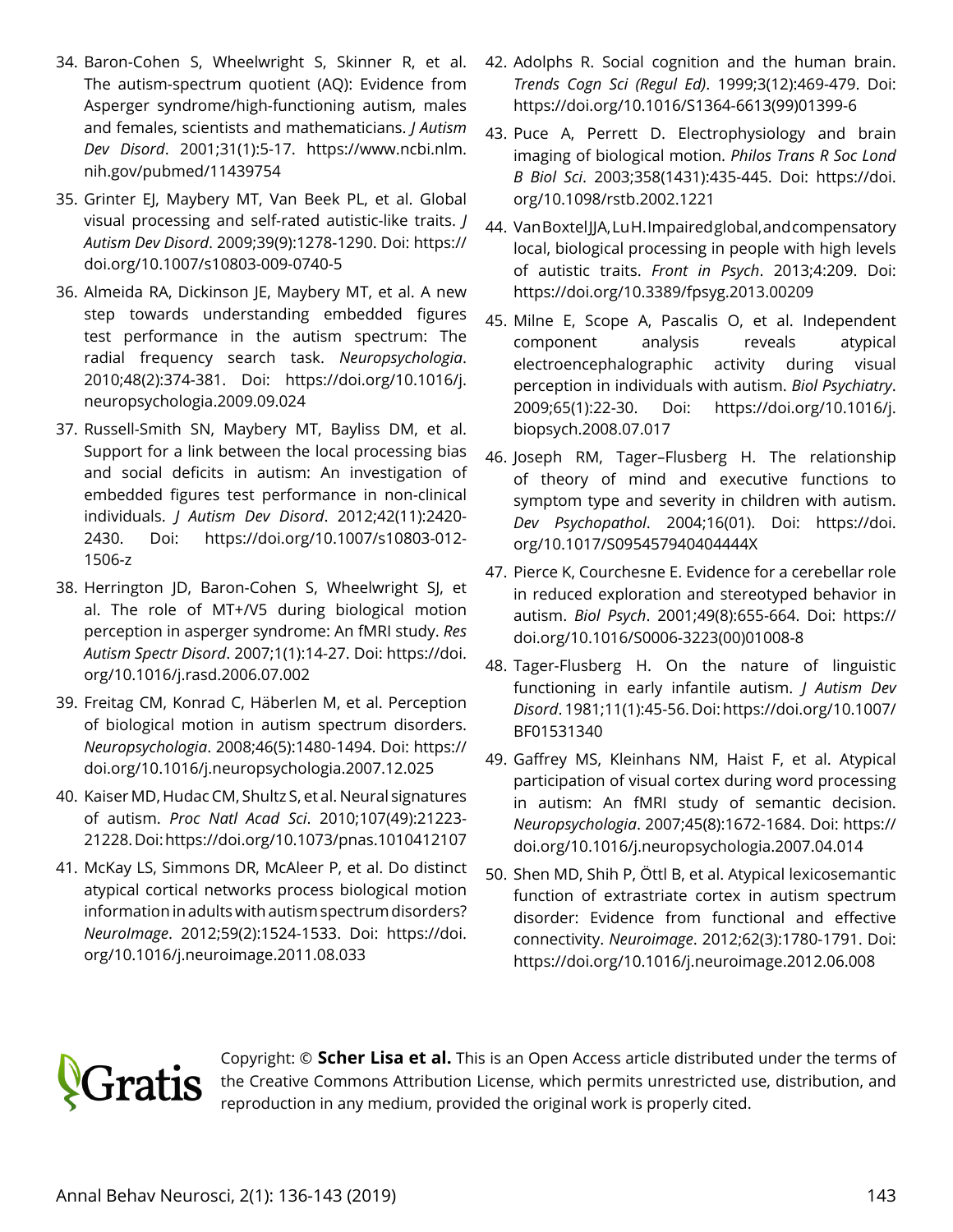34. Baron-Cohen S, Wheelwright S, Skinner R, et al. The autism-spectrum quotient (AQ): Evidence from Asperger syndrome/high-functioning autism, males and females, scientists and mathematicians. *J Autism Dev Disord*. 2001;31(1):5-17. https://www.ncbi.nlm.nih.gov/pubmed/11439754

35. Grinter EJ, Maybery MT, Van Beek PL, et al. Global visual processing and self-rated autistic-like traits. *J Autism Dev Disord*. 2009;39(9):1278-1290. Doi: https://doi.org/10.1007/s10803-009-0740-5

36. Almeida RA, Dickinson JE, Maybery MT, et al. A new step towards understanding embedded figures test performance in the autism spectrum: The radial frequency search task. *Neuropsychologia*. 2010;48(2):374-381. Doi: https://doi.org/10.1016/j.neuropsychologia.2009.09.024

37. Russell-Smith SN, Maybery MT, Bayliss DM, et al. Support for a link between the local processing bias and social deficits in autism: An investigation of embedded figures test performance in non-clinical individuals. *J Autism Dev Disord*. 2012;42(11):2420-2430. Doi: https://doi.org/10.1007/s10803-012-1506-z

38. Herrington JD, Baron-Cohen S, Wheelwright SJ, et al. The role of MT+/V5 during biological motion perception in asperger syndrome: An fMRI study. *Res Autism Spectr Disord*. 2007;1(1):14-27. Doi: https://doi.org/10.1016/j.rasd.2006.07.002

39. Freitag CM, Konrad C, Häberlen M, et al. Perception of biological motion in autism spectrum disorders. *Neuropsychologia*. 2008;46(5):1480-1494. Doi: https://doi.org/10.1016/j.neuropsychologia.2007.12.025

40. Kaiser MD, Hudac CM, Shultz S, et al. Neural signatures of autism. *Proc Natl Acad Sci*. 2010;107(49):21223-21228. Doi: https://doi.org/10.1073/pnas.1010412107

41. McKay LS, Simmons DR, McAleer P, et al. Do distinct atypical cortical networks process biological motion information in adults with autism spectrum disorders? *NeuroImage*. 2012;59(2):1524-1533. Doi: https://doi.org/10.1016/j.neuroimage.2011.08.033

42. Adolphs R. Social cognition and the human brain. *Trends Cogn Sci (Regul Ed)*. 1999;3(12):469-479. Doi: https://doi.org/10.1016/S1364-6613(99)01399-6

43. Puce A, Perrett D. Electrophysiology and brain imaging of biological motion. *Philos Trans R Soc Lond B Biol Sci*. 2003;358(1431):435-445. Doi: https://doi.org/10.1098/rstb.2002.1221

44. Van Boxtel JJA, Lu H. Impaired global, and compensatory local, biological processing in people with high levels of autistic traits. *Front in Psych*. 2013;4:209. Doi: https://doi.org/10.3389/fpsyg.2013.00209

45. Milne E, Scope A, Pascalis O, et al. Independent component analysis reveals atypical electroencephalographic activity during visual perception in individuals with autism. *Biol Psychiatry*. 2009;65(1):22-30. Doi: https://doi.org/10.1016/j.biopsych.2008.07.017

46. Joseph RM, Tager–Flusberg H. The relationship of theory of mind and executive functions to symptom type and severity in children with autism. *Dev Psychopathol*. 2004;16(01). Doi: https://doi.org/10.1017/S095457940404444X

47. Pierce K, Courchesne E. Evidence for a cerebellar role in reduced exploration and stereotyped behavior in autism. *Biol Psych*. 2001;49(8):655-664. Doi: https://doi.org/10.1016/S0006-3223(00)01008-8

48. Tager-Flusberg H. On the nature of linguistic functioning in early infantile autism. *J Autism Dev Disord*. 1981;11(1):45-56. Doi: https://doi.org/10.1007/BF01531340

49. Gaffrey MS, Kleinhans NM, Haist F, et al. Atypical participation of visual cortex during word processing in autism: An fMRI study of semantic decision. *Neuropsychologia*. 2007;45(8):1672-1684. Doi: https://doi.org/10.1016/j.neuropsychologia.2007.04.014

50. Shen MD, Shih P, Öttl B, et al. Atypical lexicosemantic function of extrastriate cortex in autism spectrum disorder: Evidence from functional and effective connectivity. *Neuroimage*. 2012;62(3):1780-1791. Doi: https://doi.org/10.1016/j.neuroimage.2012.06.008

Copyright: © **Scher Lisa et al.** This is an Open Access article distributed under the terms of the Creative Commons Attribution License, which permits unrestricted use, distribution, and reproduction in any medium, provided the original work is properly cited.